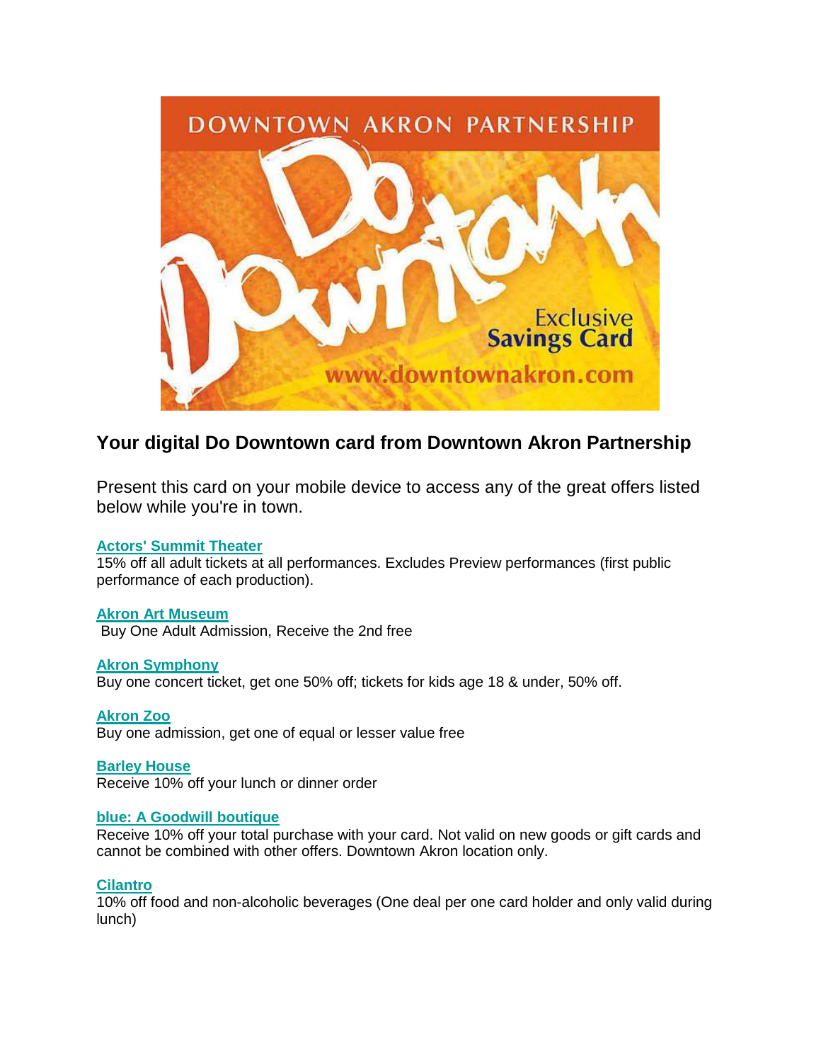## Your digital Do Downtown card from Downtown Akron Partnership

Present this card on your mobile device to access any of the great offers listed below while you're in town.

**Actors' Summit Theater**
15% off all adult tickets at all performances. Excludes Preview performances (first public performance of each production).

**Akron Art Museum**
Buy One Adult Admission, Receive the 2nd free

**Akron Symphony**
Buy one concert ticket, get one 50% off; tickets for kids age 18 & under, 50% off.

**Akron Zoo**
Buy one admission, get one of equal or lesser value free

**Barley House**
Receive 10% off your lunch or dinner order

**blue: A Goodwill boutique**
Receive 10% off your total purchase with your card. Not valid on new goods or gift cards and cannot be combined with other offers. Downtown Akron location only.

**Cilantro**
10% off food and non-alcoholic beverages (One deal per one card holder and only valid during lunch)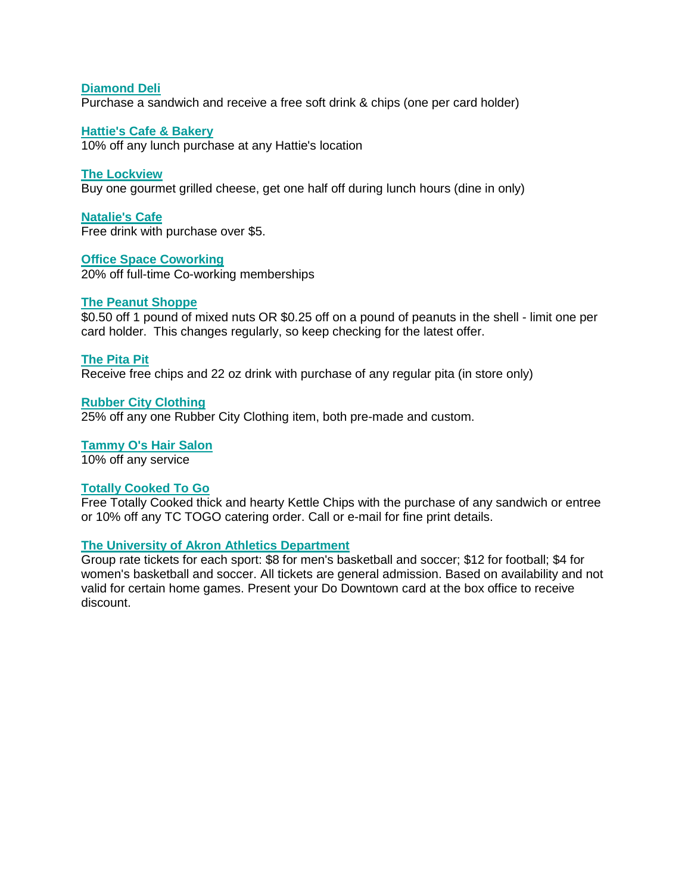**Diamond Deli**
Purchase a sandwich and receive a free soft drink & chips (one per card holder)

**Hattie's Cafe & Bakery**
10% off any lunch purchase at any Hattie's location

**The Lockview**
Buy one gourmet grilled cheese, get one half off during lunch hours (dine in only)

**Natalie's Cafe**
Free drink with purchase over $5.

**Office Space Coworking**
20% off full-time Co-working memberships

**The Peanut Shoppe**
$0.50 off 1 pound of mixed nuts OR $0.25 off on a pound of peanuts in the shell - limit one per card holder. This changes regularly, so keep checking for the latest offer.

**The Pita Pit**
Receive free chips and 22 oz drink with purchase of any regular pita (in store only)

**Rubber City Clothing**
25% off any one Rubber City Clothing item, both pre-made and custom.

**Tammy O's Hair Salon**
10% off any service

**Totally Cooked To Go**
Free Totally Cooked thick and hearty Kettle Chips with the purchase of any sandwich or entree or 10% off any TC TOGO catering order. Call or e-mail for fine print details.

**The University of Akron Athletics Department**
Group rate tickets for each sport: $8 for men's basketball and soccer; $12 for football; $4 for women's basketball and soccer. All tickets are general admission. Based on availability and not valid for certain home games. Present your Do Downtown card at the box office to receive discount.